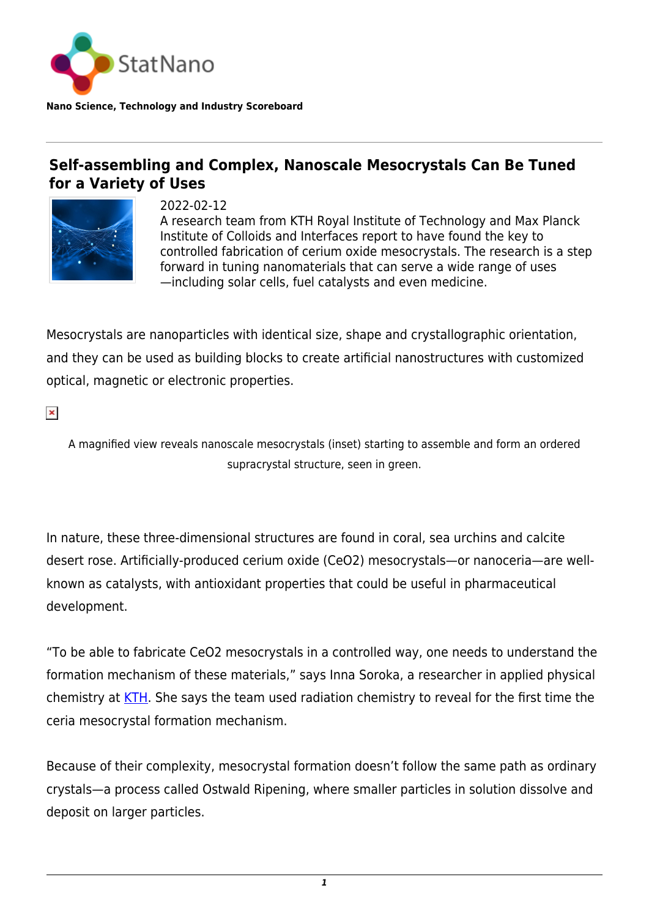StatNano

**Nano Science, Technology and Industry Scoreboard**

# Self-assembling and Complex, Nanoscale Mesocrystals Can Be Tuned for a Variety of Uses

2022-02-12

A research team from KTH Royal Institute of Technology and Max Planck Institute of Colloids and Interfaces report to have found the key to controlled fabrication of cerium oxide mesocrystals. The research is a step forward in tuning nanomaterials that can serve a wide range of uses—including solar cells, fuel catalysts and even medicine.

Mesocrystals are nanoparticles with identical size, shape and crystallographic orientation, and they can be used as building blocks to create artificial nanostructures with customized optical, magnetic or electronic properties.

A magnified view reveals nanoscale mesocrystals (inset) starting to assemble and form an ordered supracrystal structure, seen in green.

In nature, these three-dimensional structures are found in coral, sea urchins and calcite desert rose. Artificially-produced cerium oxide ($CeO_2$) mesocrystals—or nanoceria—are well-known as catalysts, with antioxidant properties that could be useful in pharmaceutical development.

“To be able to fabricate $CeO_2$ mesocrystals in a controlled way, one needs to understand the formation mechanism of these materials,” says Inna Soroka, a researcher in applied physical chemistry at KTH. She says the team used radiation chemistry to reveal for the first time the ceria mesocrystal formation mechanism.

Because of their complexity, mesocrystal formation doesn’t follow the same path as ordinary crystals—a process called Ostwald Ripening, where smaller particles in solution dissolve and deposit on larger particles.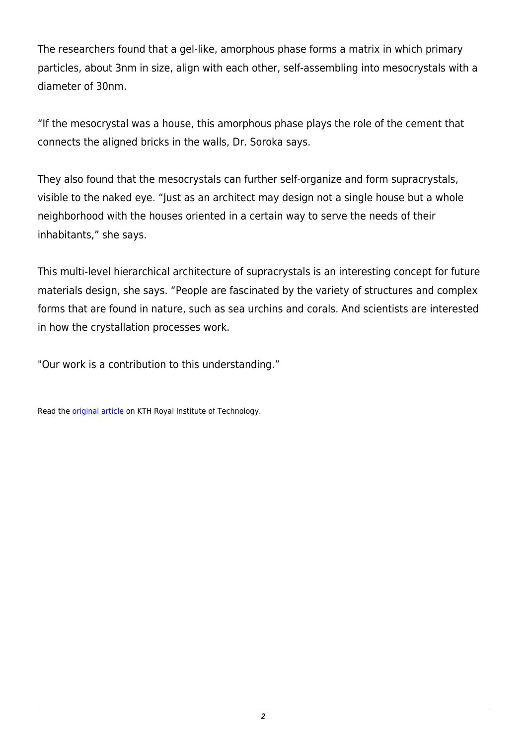The researchers found that a gel-like, amorphous phase forms a matrix in which primary particles, about 3nm in size, align with each other, self-assembling into mesocrystals with a diameter of 30nm.

“If the mesocrystal was a house, this amorphous phase plays the role of the cement that connects the aligned bricks in the walls, Dr. Soroka says.

They also found that the mesocrystals can further self-organize and form supracrystals, visible to the naked eye. “Just as an architect may design not a single house but a whole neighborhood with the houses oriented in a certain way to serve the needs of their inhabitants,” she says.

This multi-level hierarchical architecture of supracrystals is an interesting concept for future materials design, she says. “People are fascinated by the variety of structures and complex forms that are found in nature, such as sea urchins and corals. And scientists are interested in how the crystallation processes work.

"Our work is a contribution to this understanding.”

Read the original article on KTH Royal Institute of Technology.